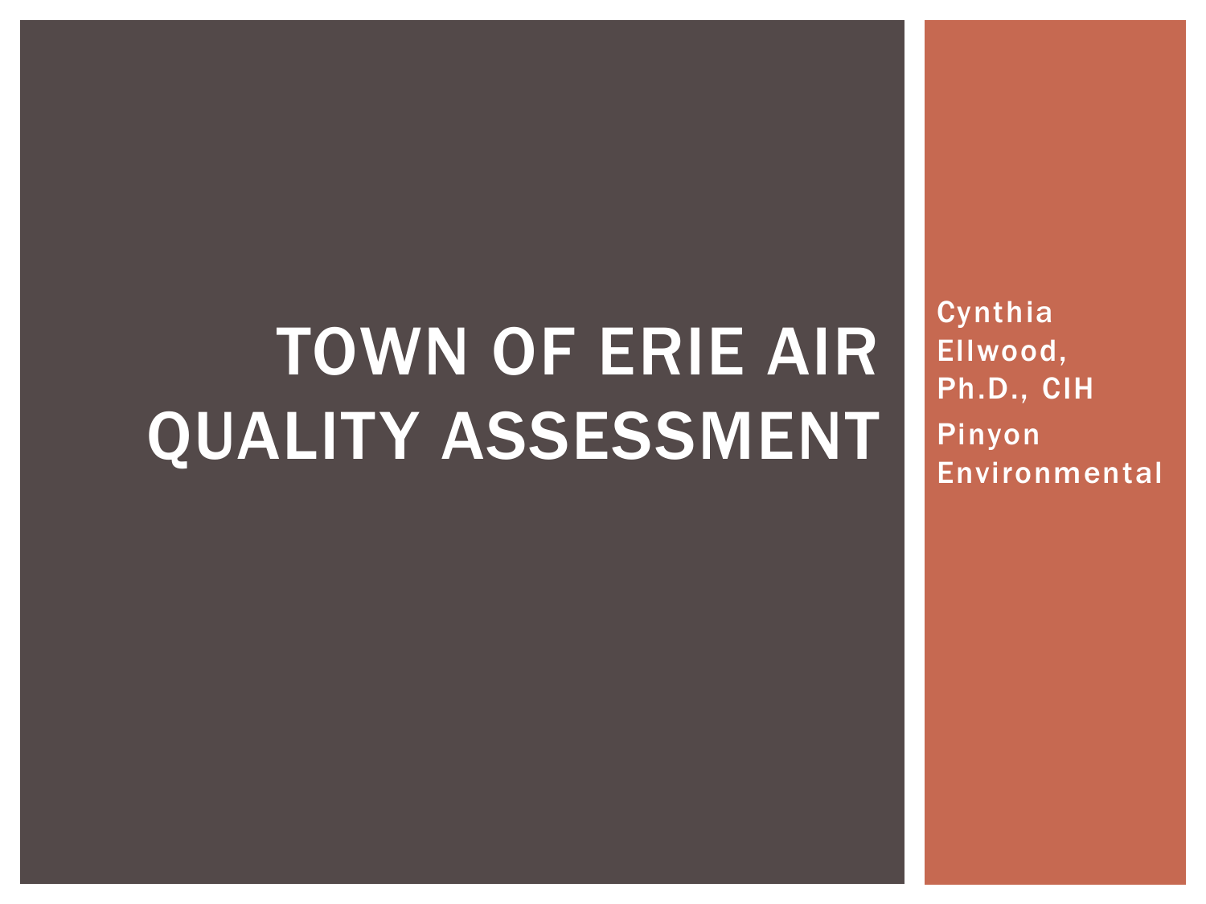# TOWN OF ERIE AIR QUALITY ASSESSMENT

Cynthia Ellwood, Ph.D., CIH

Pinyon Environmental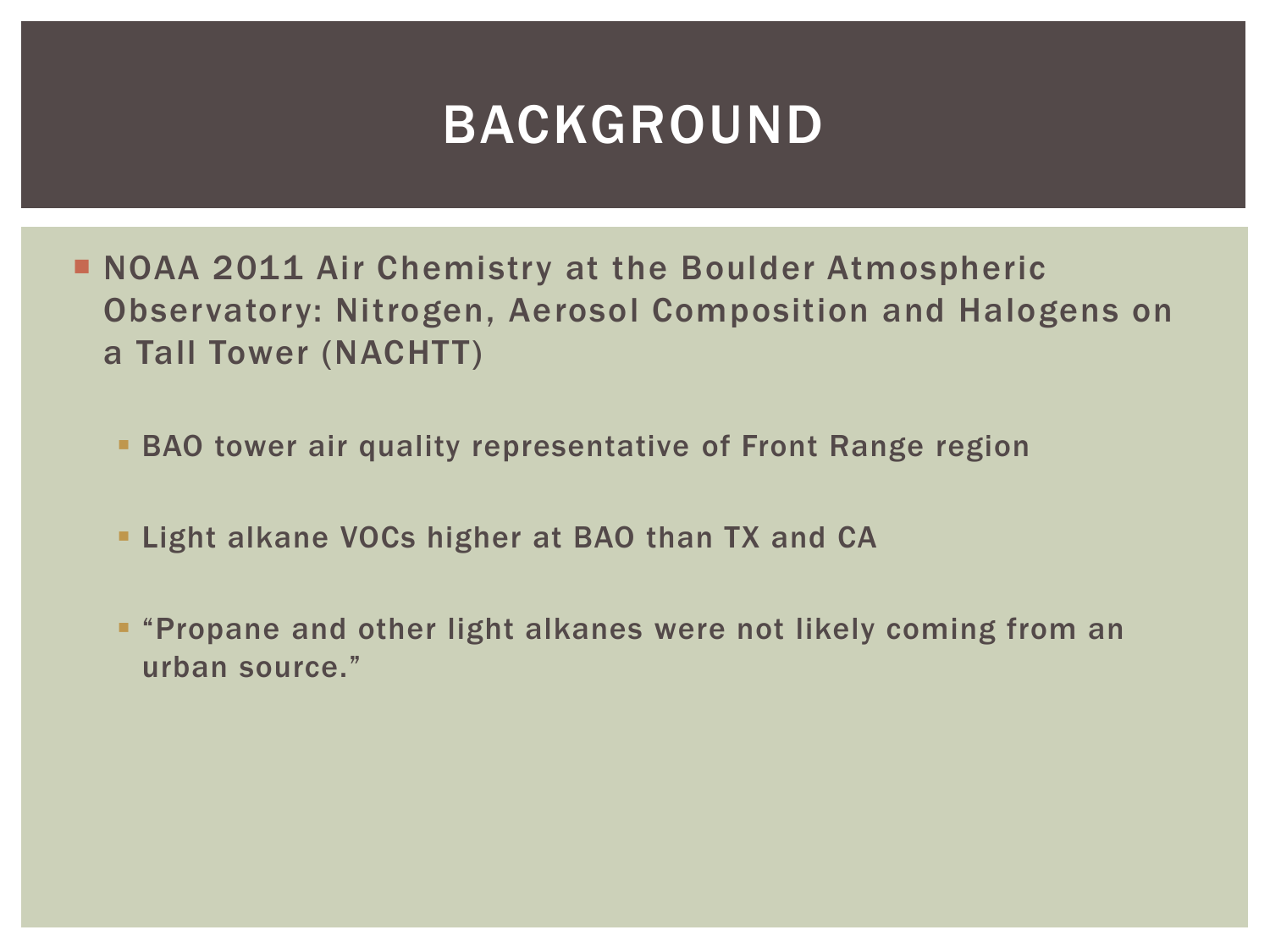# BACKGROUND

- NOAA 2011 Air Chemistry at the Boulder Atmospheric Observatory: Nitrogen, Aerosol Composition and Halogens on a Tall Tower (NACHTT)
  - BAO tower air quality representative of Front Range region
  - Light alkane VOCs higher at BAO than TX and CA
  - "Propane and other light alkanes were not likely coming from an urban source."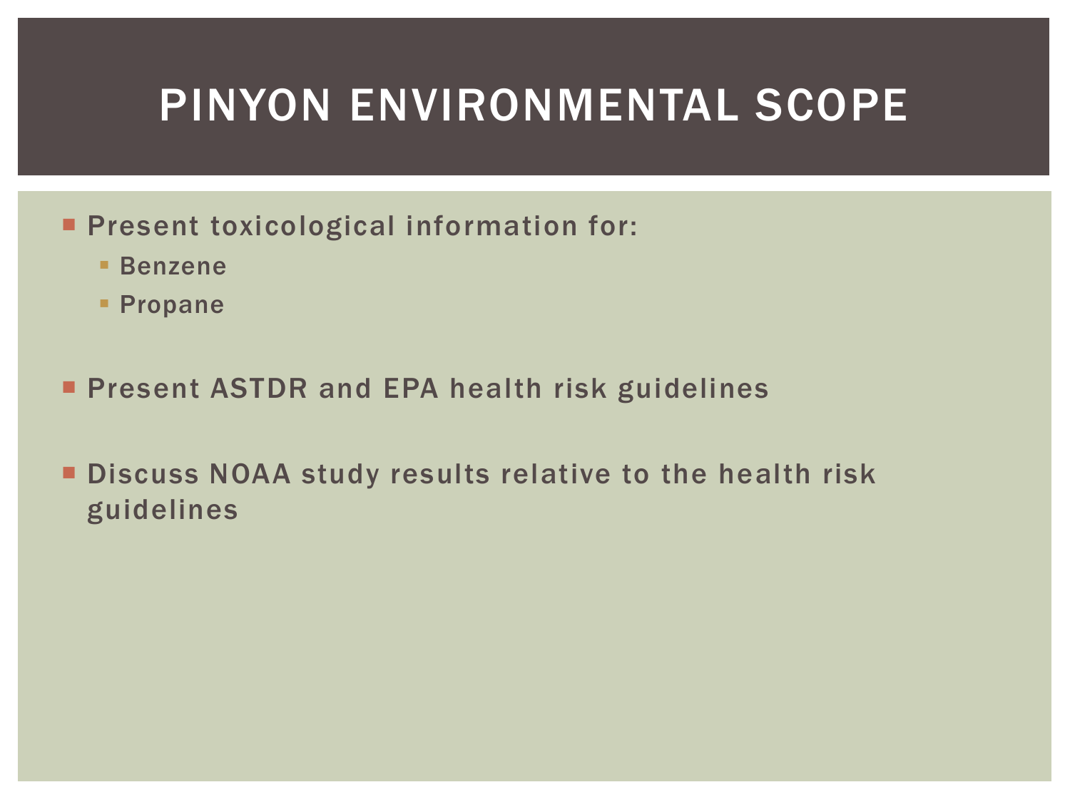# PINYON ENVIRONMENTAL SCOPE

- Present toxicological information for:
  - Benzene
  - Propane
- Present ASTDR and EPA health risk guidelines
- Discuss NOAA study results relative to the health risk guidelines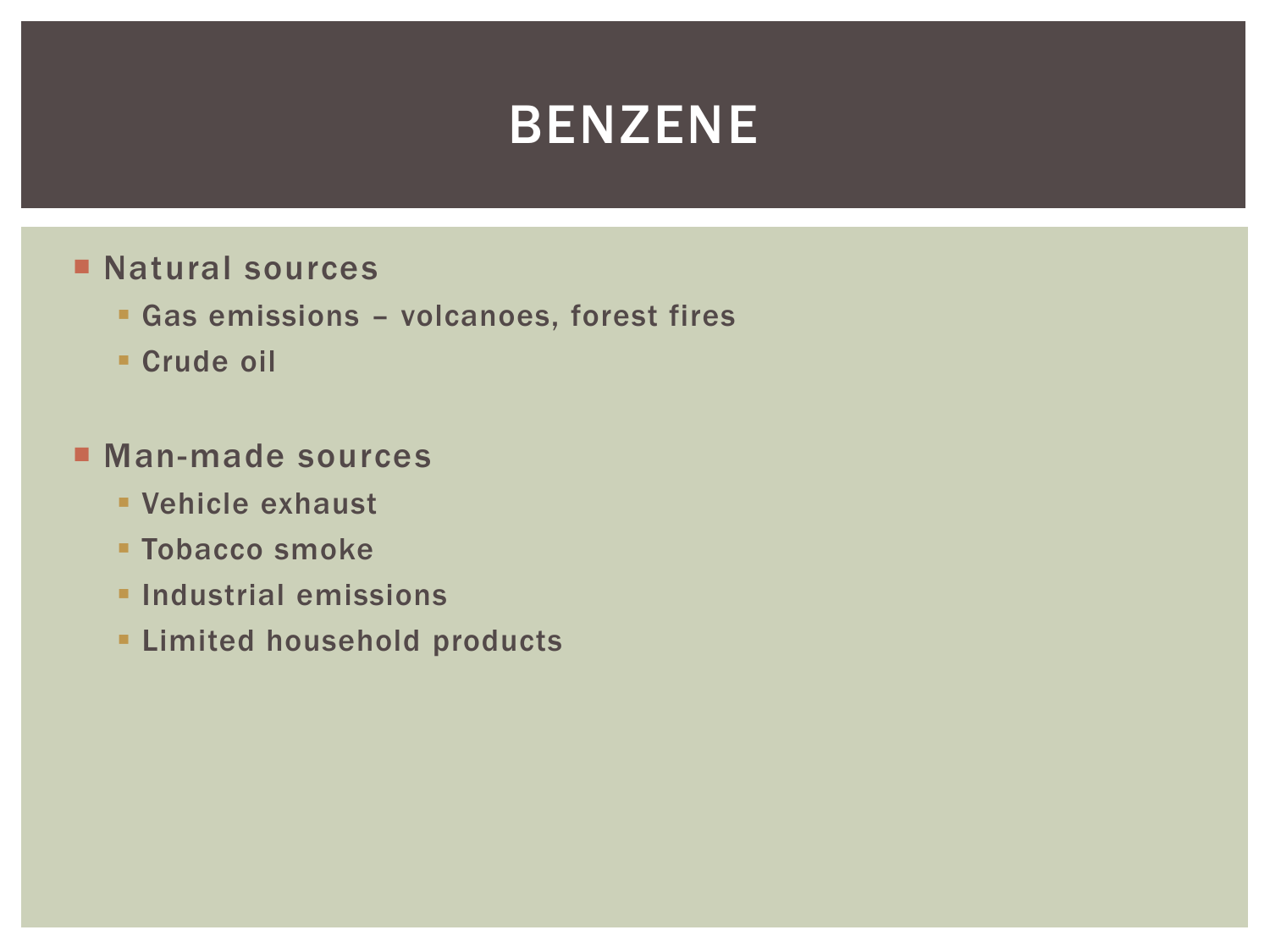# BENZENE

- Natural sources
  - Gas emissions – volcanoes, forest fires
  - Crude oil

- Man-made sources
  - Vehicle exhaust
  - Tobacco smoke
  - Industrial emissions
  - Limited household products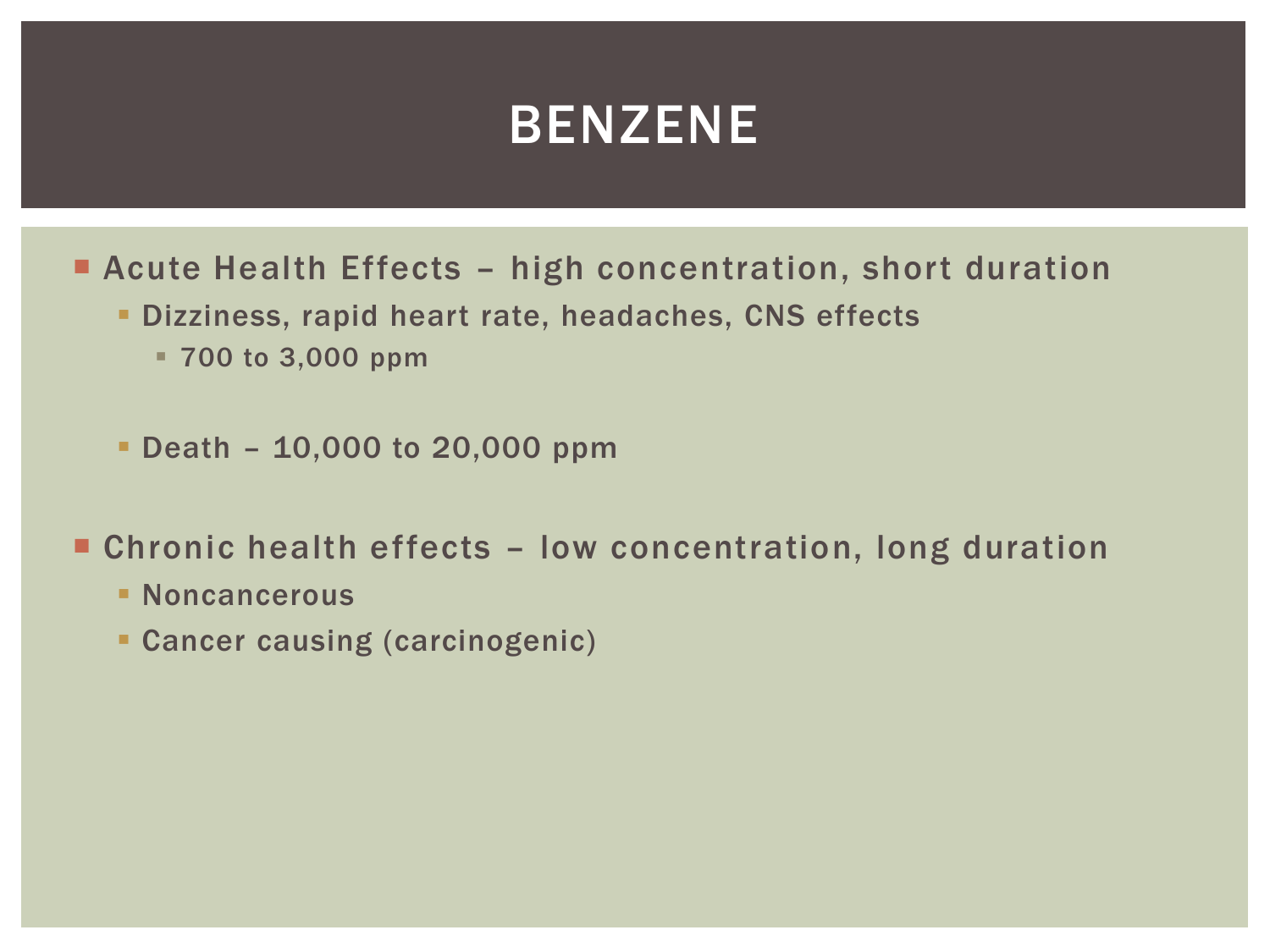# BENZENE

- Acute Health Effects – high concentration, short duration
  - Dizziness, rapid heart rate, headaches, CNS effects
    - 700 to 3,000 ppm
  - Death – 10,000 to 20,000 ppm
- Chronic health effects – low concentration, long duration
  - Noncancerous
  - Cancer causing (carcinogenic)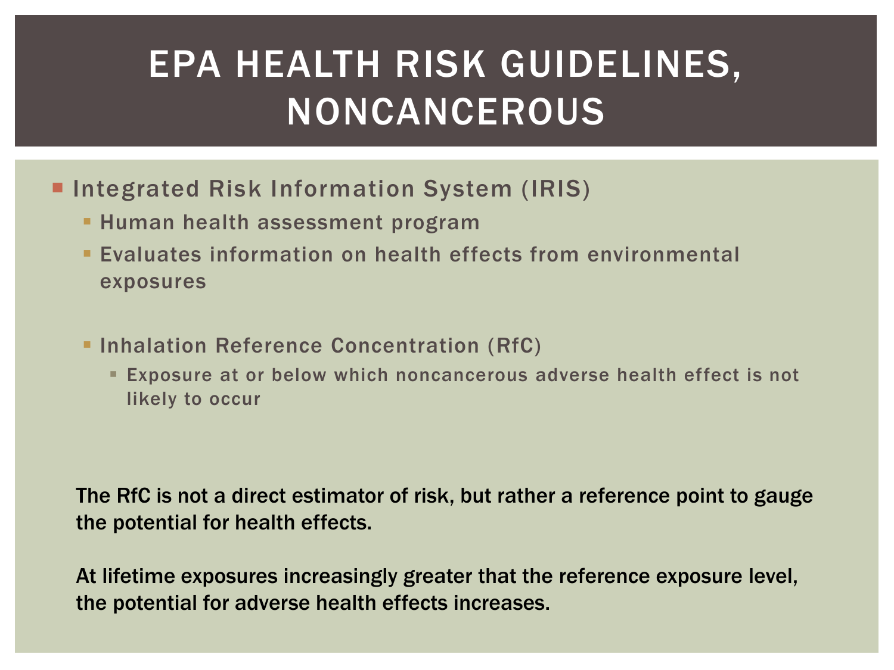# EPA HEALTH RISK GUIDELINES, NONCANCEROUS

- Integrated Risk Information System (IRIS)
  - Human health assessment program
  - Evaluates information on health effects from environmental exposures
  - Inhalation Reference Concentration (RfC)
    - Exposure at or below which noncancerous adverse health effect is not likely to occur

The RfC is not a direct estimator of risk, but rather a reference point to gauge the potential for health effects.

At lifetime exposures increasingly greater that the reference exposure level, the potential for adverse health effects increases.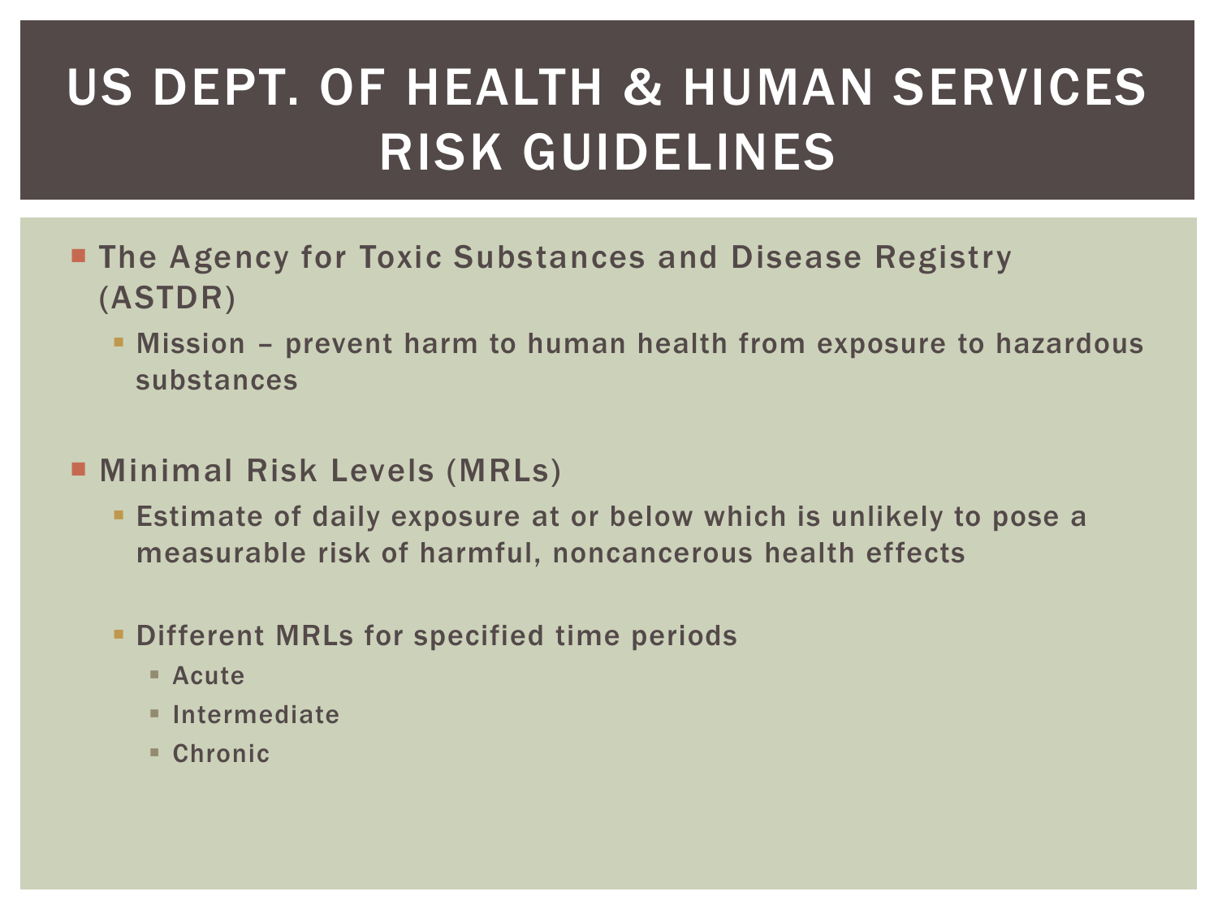# US DEPT. OF HEALTH & HUMAN SERVICES RISK GUIDELINES

- The Agency for Toxic Substances and Disease Registry (ASTDR)
  - Mission – prevent harm to human health from exposure to hazardous substances

- Minimal Risk Levels (MRLs)
  - Estimate of daily exposure at or below which is unlikely to pose a measurable risk of harmful, noncancerous health effects
  - Different MRLs for specified time periods
    - Acute
    - Intermediate
    - Chronic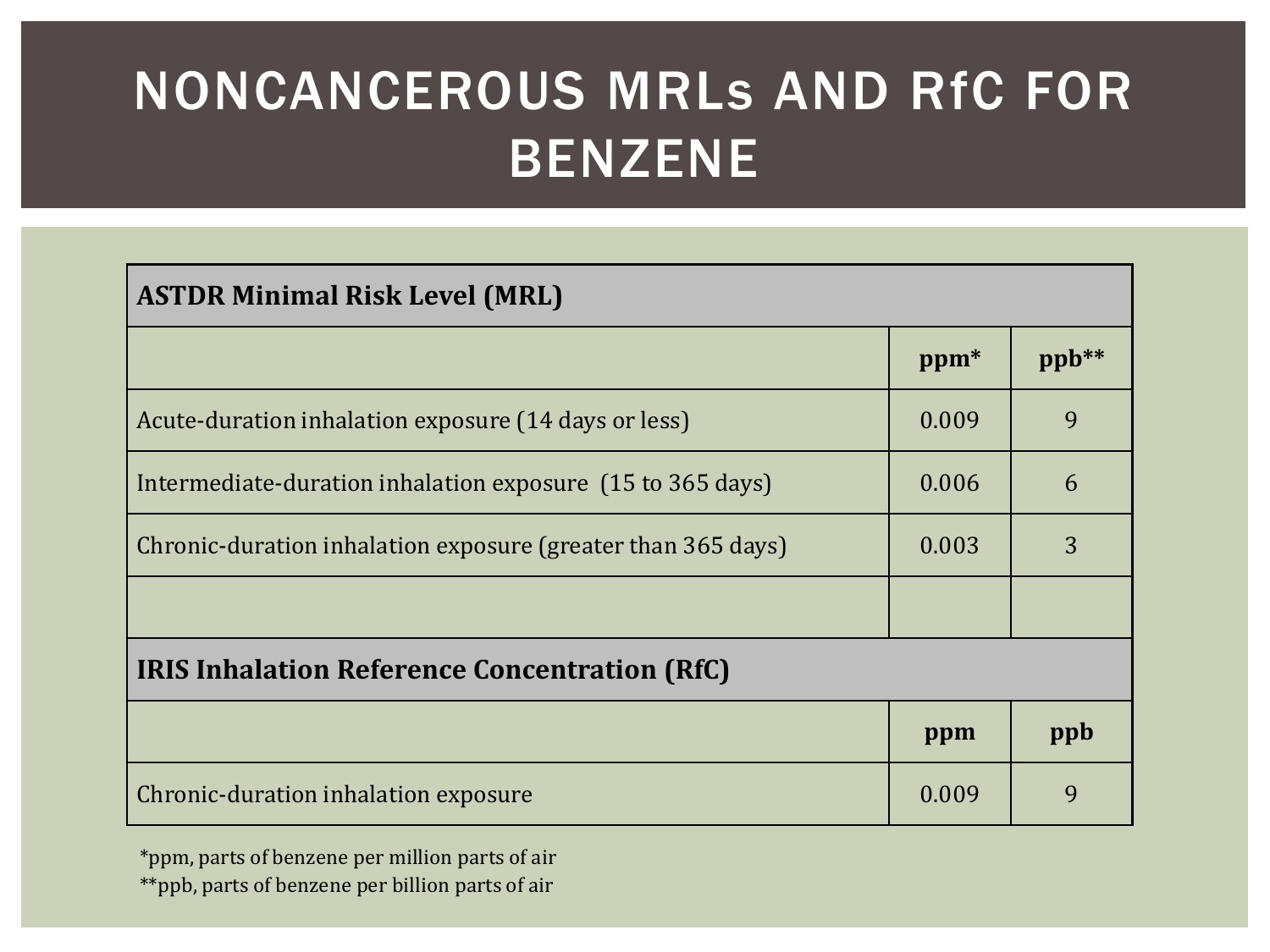# NONCANCEROUS MRLs AND RfC FOR BENZENE

| **ASTDR Minimal Risk Level (MRL)** | | |
|---|---|---|
| | **ppm*** | **ppb**** |
| Acute-duration inhalation exposure (14 days or less) | 0.009 | 9 |
| Intermediate-duration inhalation exposure (15 to 365 days) | 0.006 | 6 |
| Chronic-duration inhalation exposure (greater than 365 days) | 0.003 | 3 |
| | | |
| **IRIS Inhalation Reference Concentration (RfC)** | | |
| | **ppm** | **ppb** |
| Chronic-duration inhalation exposure | 0.009 | 9 |

*ppm, parts of benzene per million parts of air

**ppb, parts of benzene per billion parts of air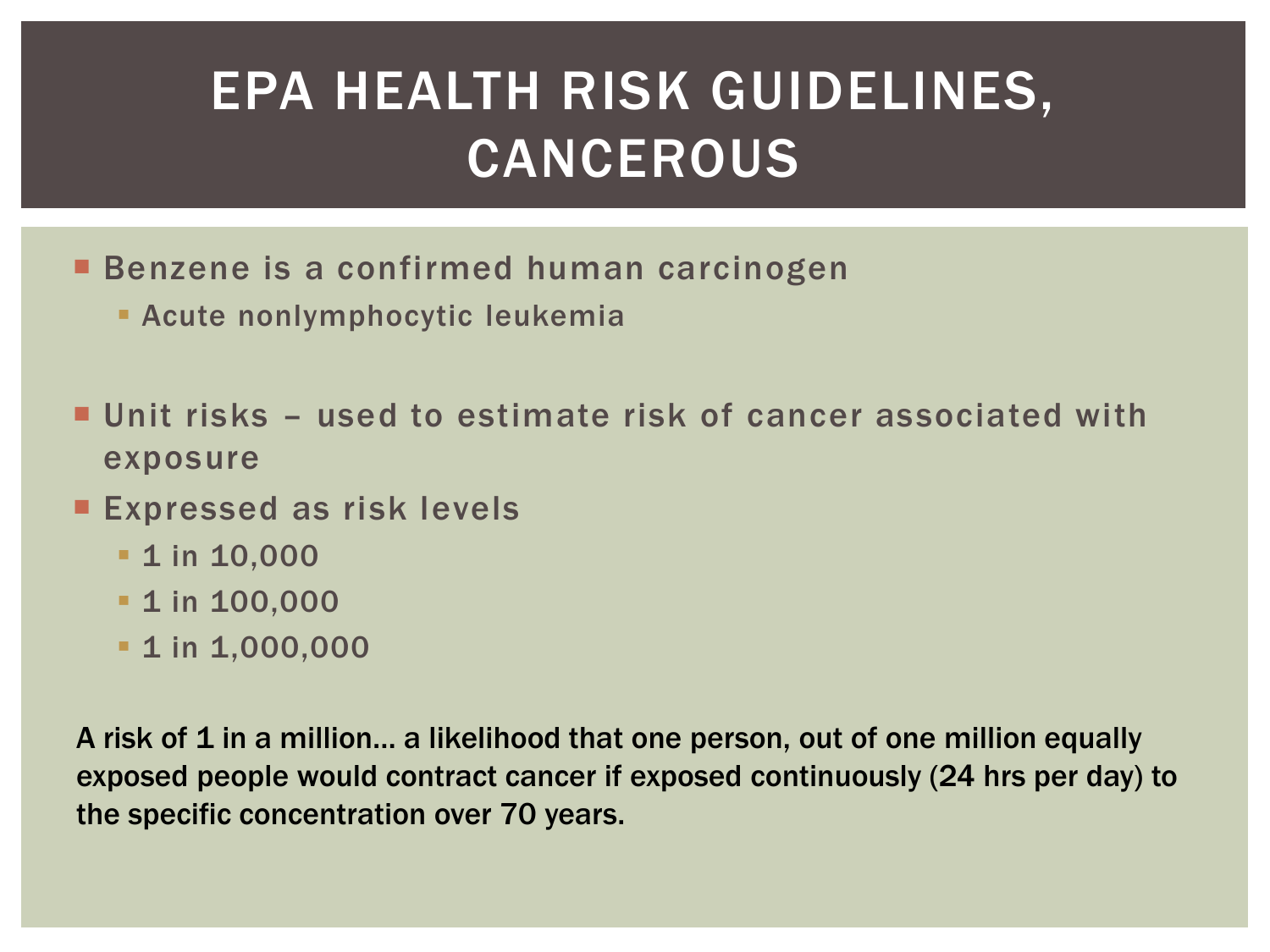# EPA HEALTH RISK GUIDELINES, CANCEROUS

- Benzene is a confirmed human carcinogen
  - Acute nonlymphocytic leukemia

- Unit risks – used to estimate risk of cancer associated with exposure
- Expressed as risk levels
  - 1 in 10,000
  - 1 in 100,000
  - 1 in 1,000,000

A risk of 1 in a million… a likelihood that one person, out of one million equally exposed people would contract cancer if exposed continuously (24 hrs per day) to the specific concentration over 70 years.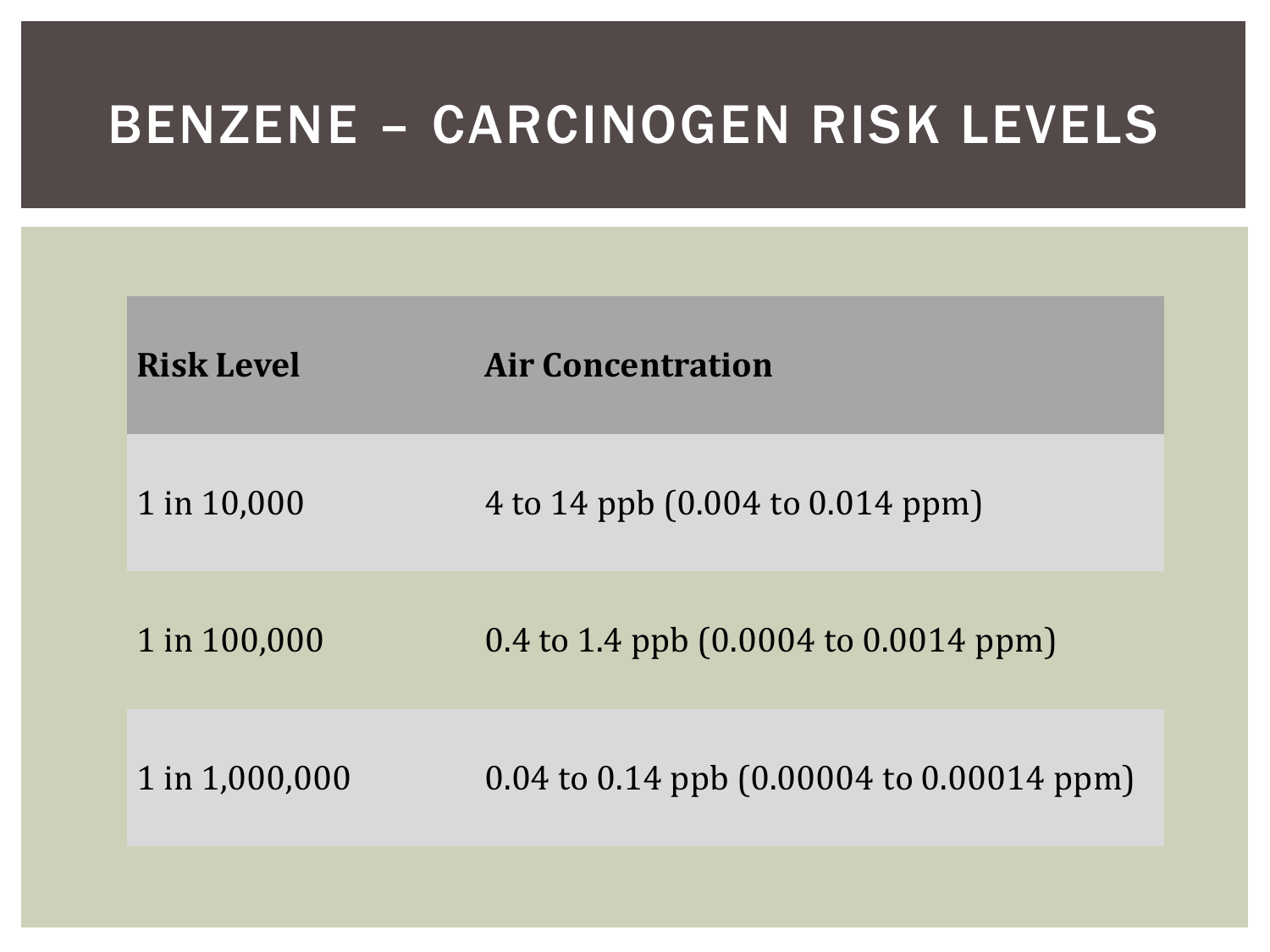# BENZENE – CARCINOGEN RISK LEVELS

| Risk Level | Air Concentration |
| --- | --- |
| 1 in 10,000 | 4 to 14 ppb (0.004 to 0.014 ppm) |
| 1 in 100,000 | 0.4 to 1.4 ppb (0.0004 to 0.0014 ppm) |
| 1 in 1,000,000 | 0.04 to 0.14 ppb (0.00004 to 0.00014 ppm) |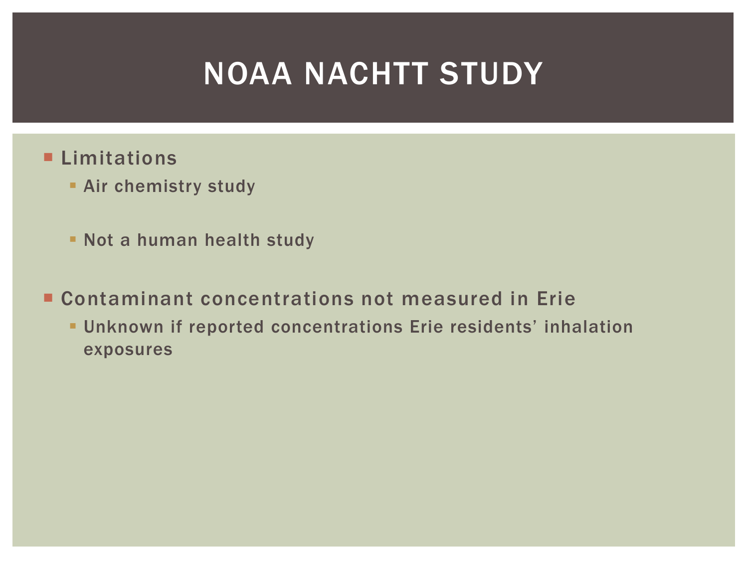# NOAA NACHTT STUDY

- Limitations
  - Air chemistry study
  - Not a human health study
- Contaminant concentrations not measured in Erie
  - Unknown if reported concentrations Erie residents' inhalation exposures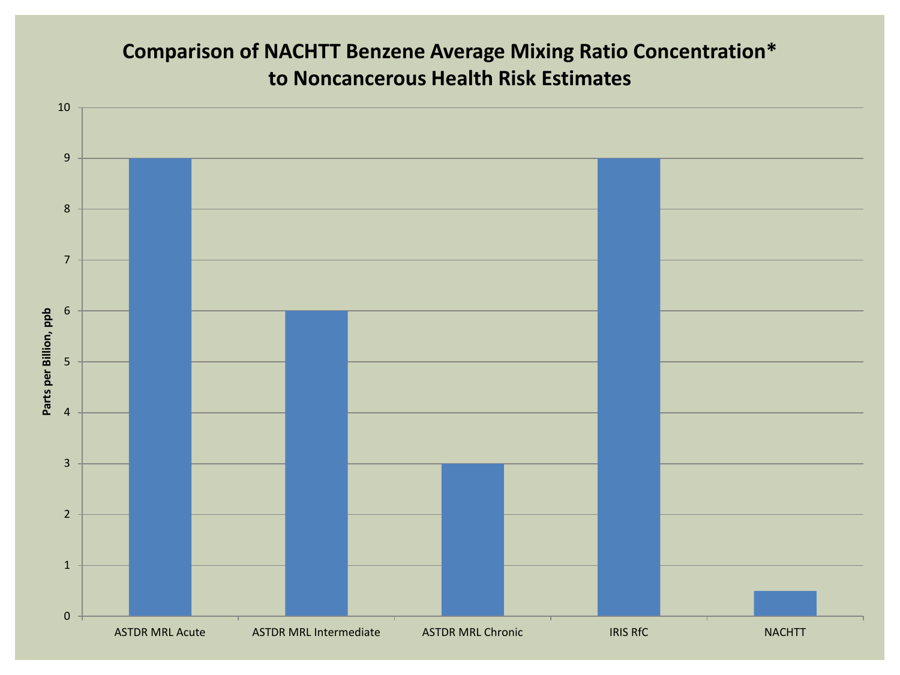# Comparison of NACHTT Benzene Average Mixing Ratio Concentration* to Noncancerous Health Risk Estimates

Parts per Billion, ppb

| Category | Value (ppb) |
| --- | --- |
| ASTDR MRL Acute | 9 |
| ASTDR MRL Intermediate | 6 |
| ASTDR MRL Chronic | 3 |
| IRIS RfC | 9 |
| NACHTT | 0.5 |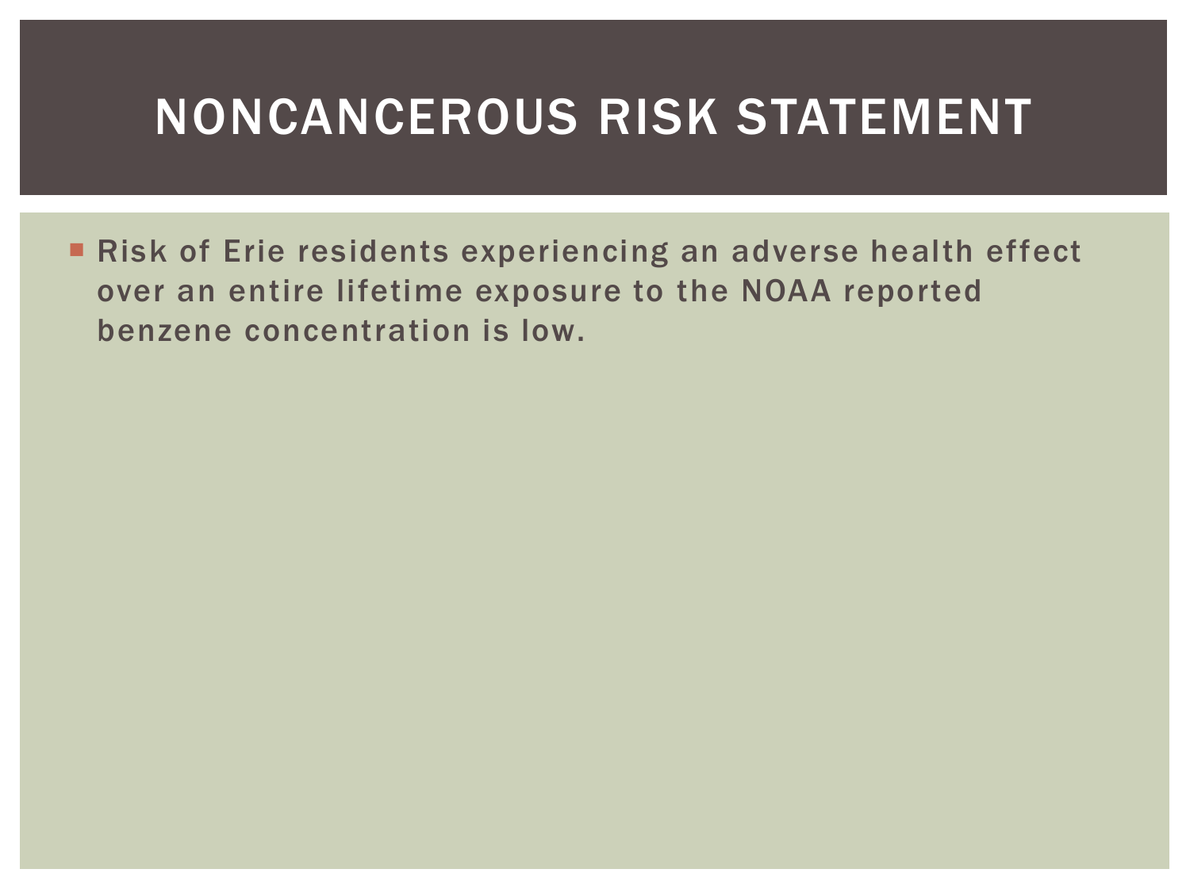# NONCANCEROUS RISK STATEMENT

- Risk of Erie residents experiencing an adverse health effect over an entire lifetime exposure to the NOAA reported benzene concentration is low.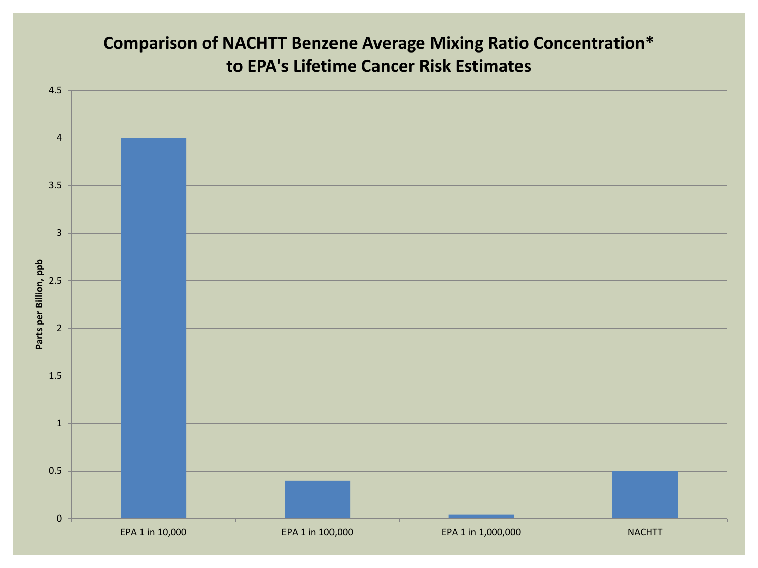# Comparison of NACHTT Benzene Average Mixing Ratio Concentration* to EPA's Lifetime Cancer Risk Estimates

| Category | Parts per Billion, ppb |
| --- | --- |
| EPA 1 in 10,000 | 4 |
| EPA 1 in 100,000 | 0.4 |
| EPA 1 in 1,000,000 | 0.04 |
| NACHTT | 0.5 |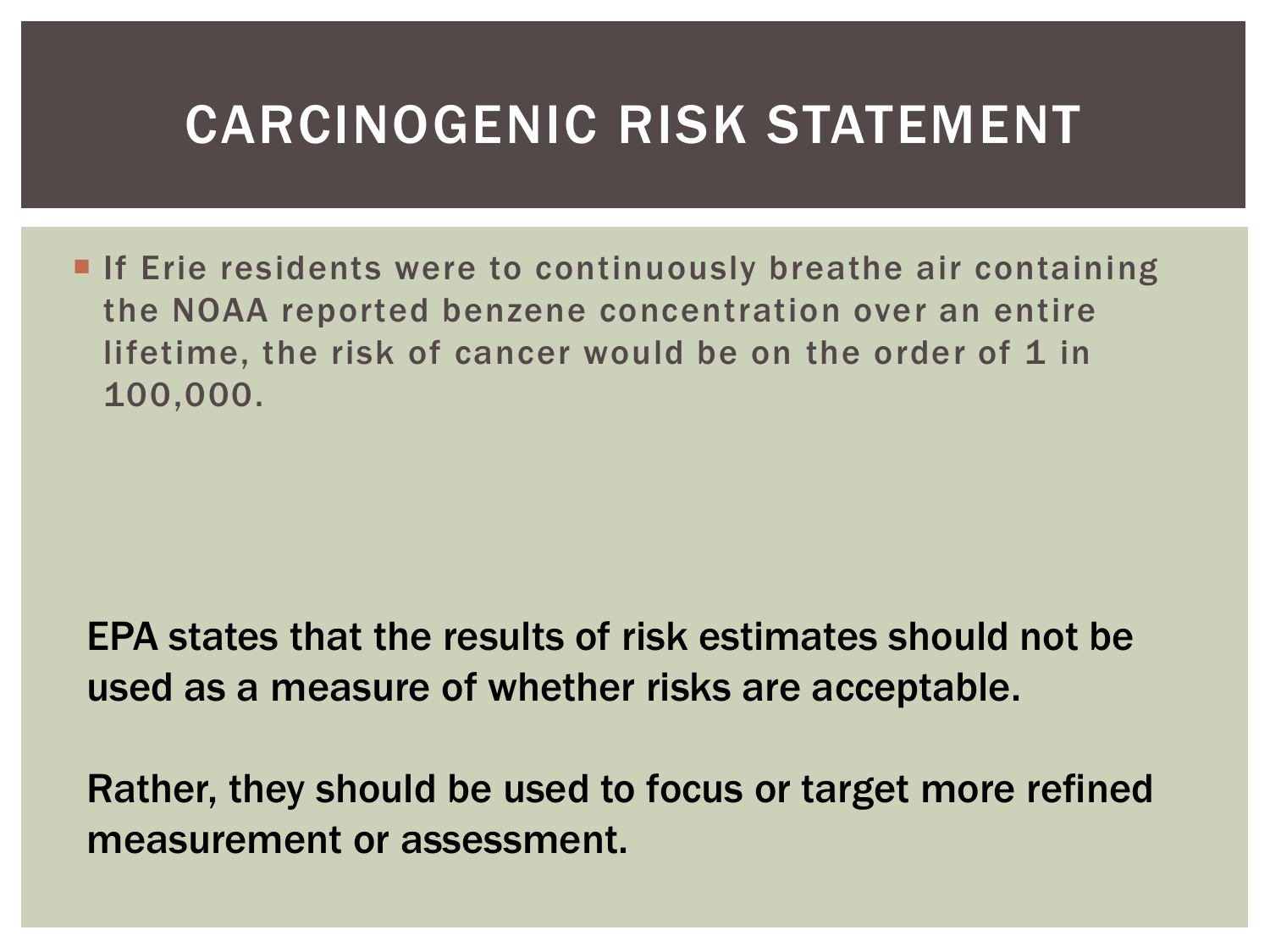# CARCINOGENIC RISK STATEMENT

- If Erie residents were to continuously breathe air containing the NOAA reported benzene concentration over an entire lifetime, the risk of cancer would be on the order of 1 in 100,000.

EPA states that the results of risk estimates should not be used as a measure of whether risks are acceptable.

Rather, they should be used to focus or target more refined measurement or assessment.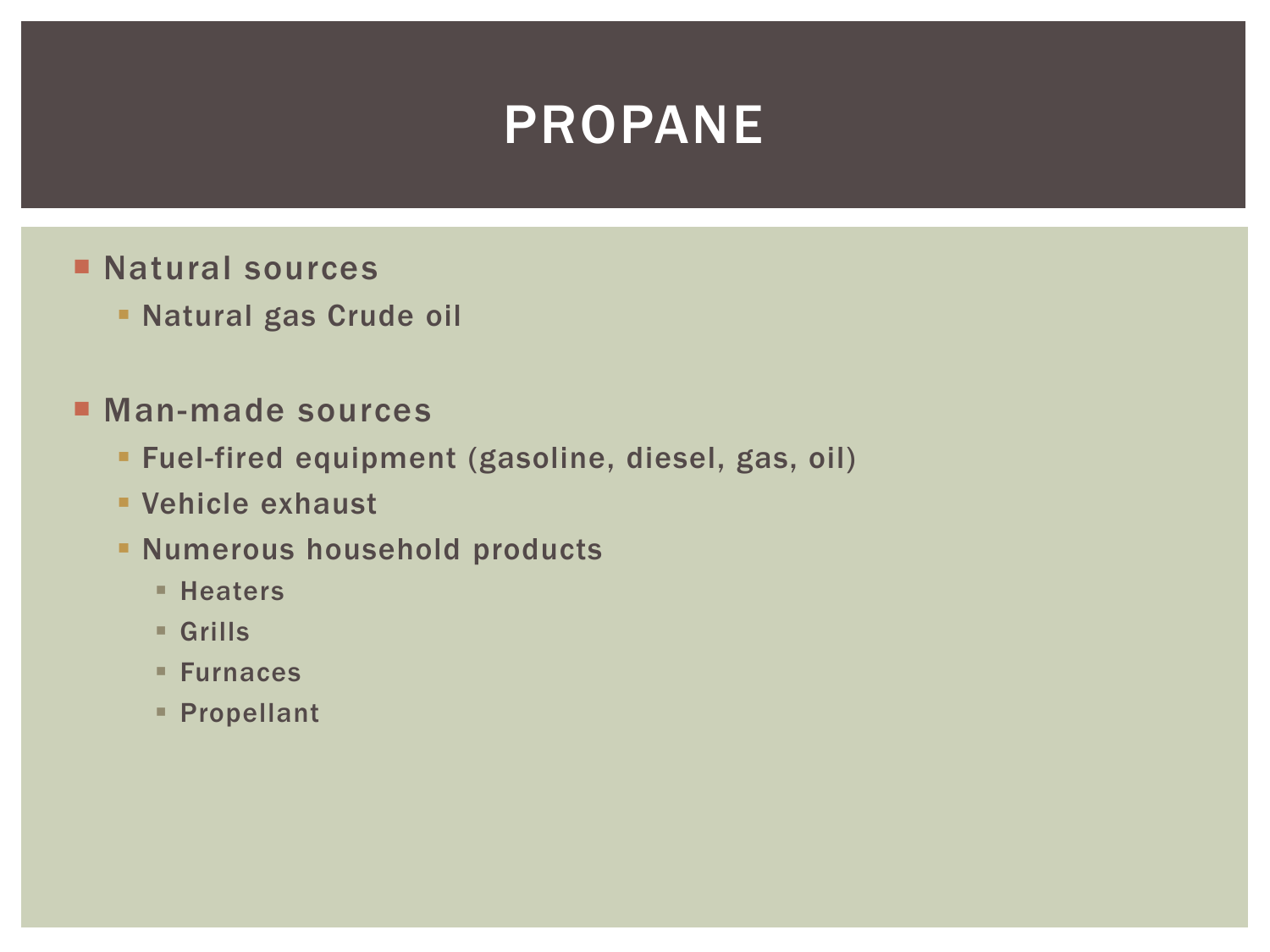# PROPANE

- Natural sources
  - Natural gas Crude oil

- Man-made sources
  - Fuel-fired equipment (gasoline, diesel, gas, oil)
  - Vehicle exhaust
  - Numerous household products
    - Heaters
    - Grills
    - Furnaces
    - Propellant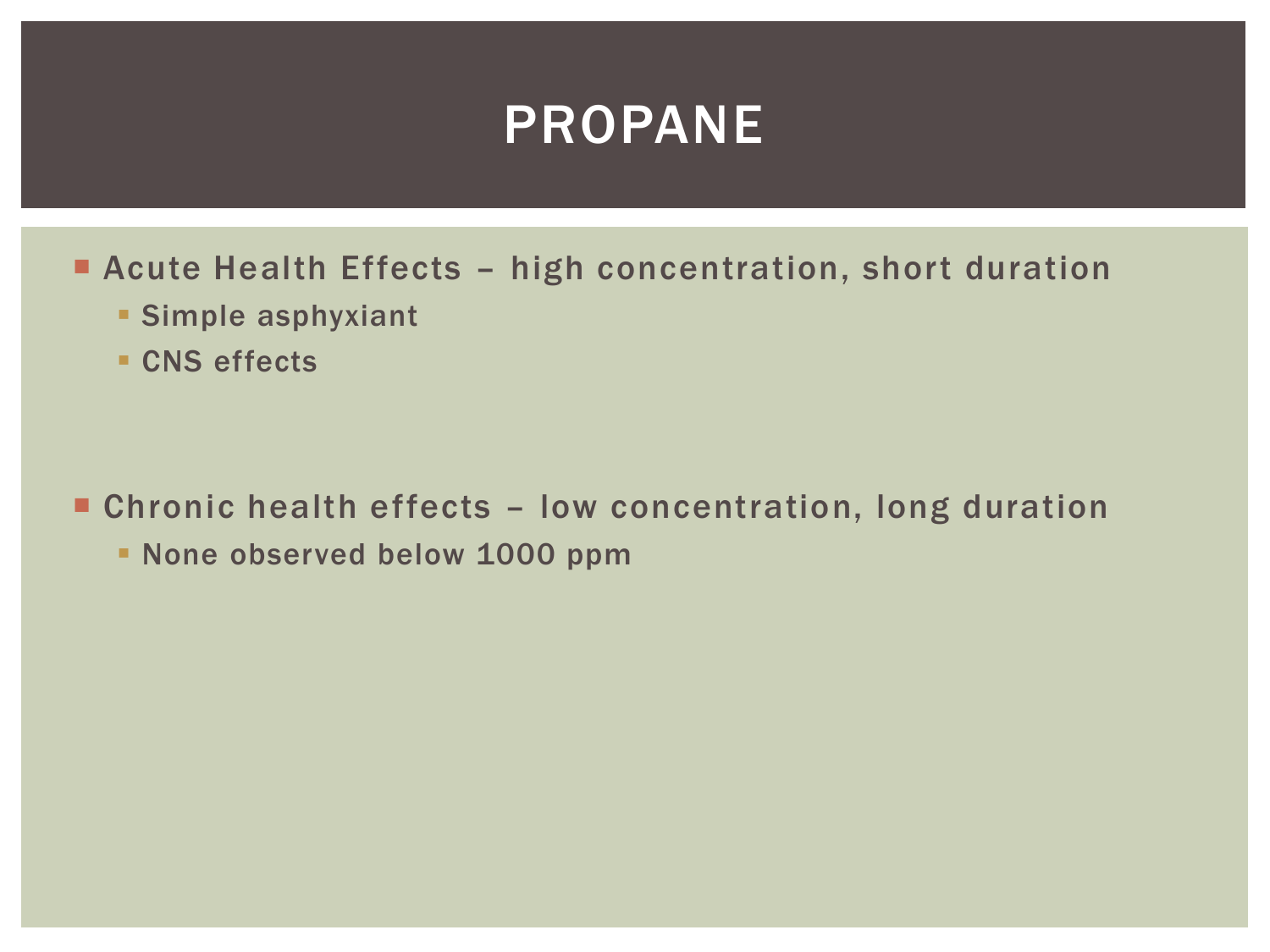# PROPANE

- Acute Health Effects – high concentration, short duration
  - Simple asphyxiant
  - CNS effects

- Chronic health effects – low concentration, long duration
  - None observed below 1000 ppm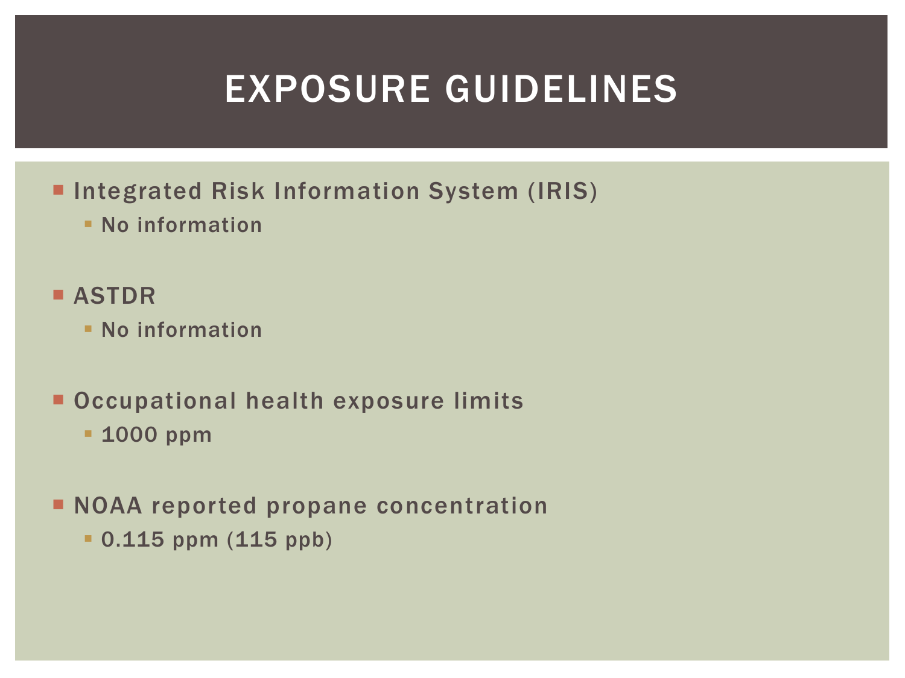# EXPOSURE GUIDELINES

- Integrated Risk Information System (IRIS)
  - No information
- ASTDR
  - No information
- Occupational health exposure limits
  - 1000 ppm
- NOAA reported propane concentration
  - 0.115 ppm (115 ppb)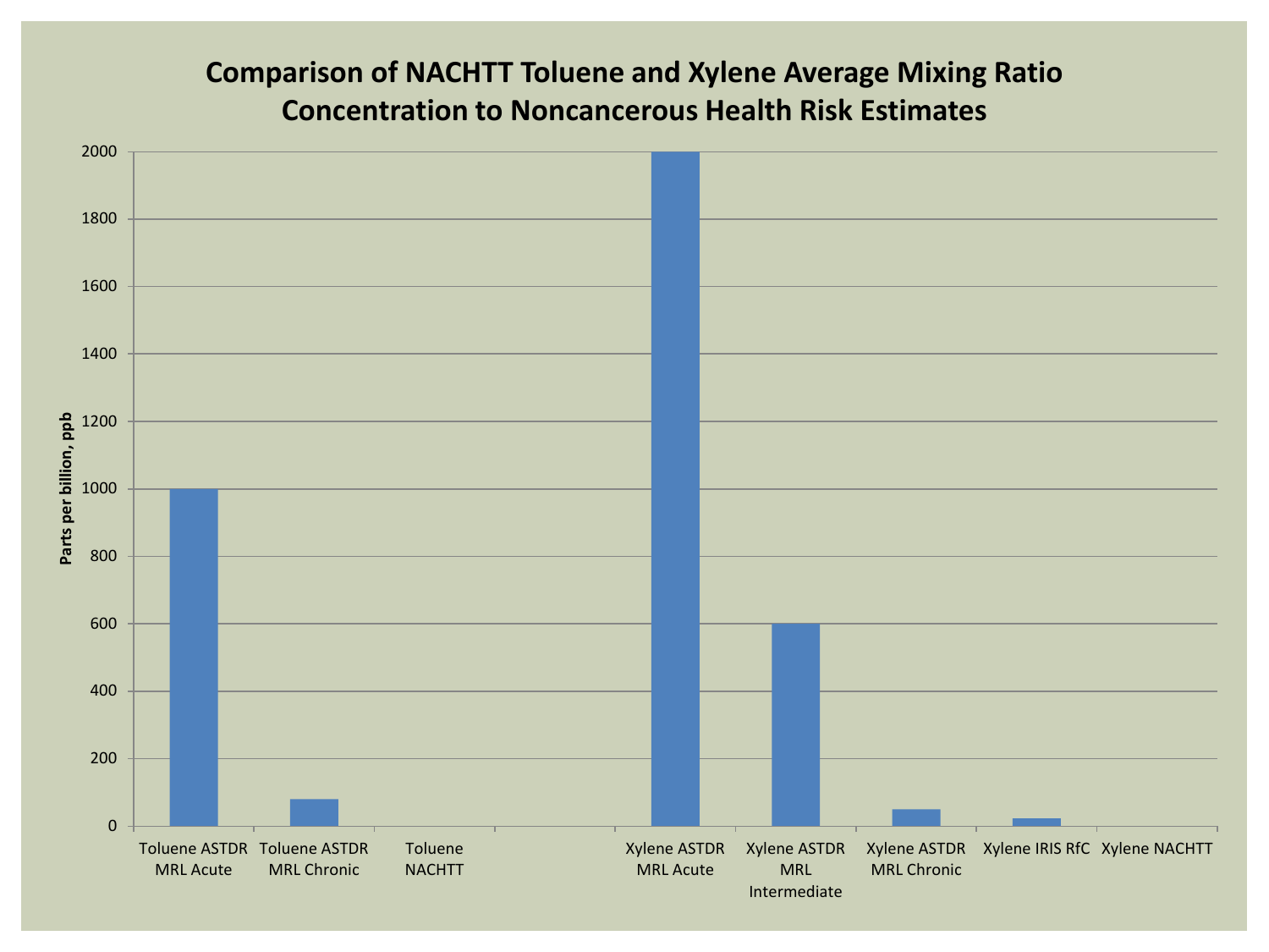# Comparison of NACHTT Toluene and Xylene Average Mixing Ratio Concentration to Noncancerous Health Risk Estimates

Parts per billion, ppb

2000
1800
1600
1400
1200
1000
800
600
400
200
0

Toluene ASTDR MRL Acute
Toluene ASTDR MRL Chronic
Toluene NACHTT
Xylene ASTDR MRL Acute
Xylene ASTDR MRL Intermediate
Xylene ASTDR MRL Chronic
Xylene IRIS RfC
Xylene NACHTT